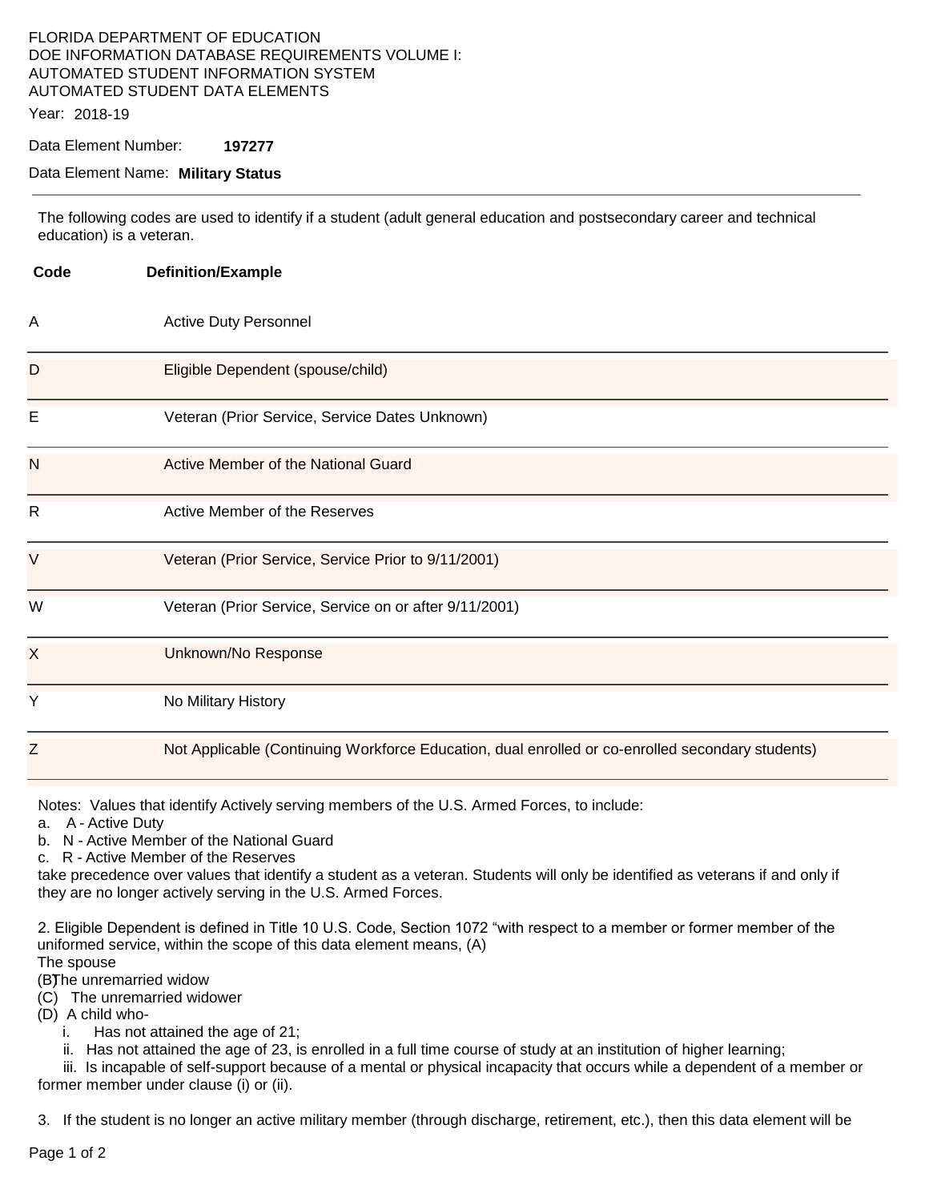FLORIDA DEPARTMENT OF EDUCATION
DOE INFORMATION DATABASE REQUIREMENTS VOLUME I:
AUTOMATED STUDENT INFORMATION SYSTEM
AUTOMATED STUDENT DATA ELEMENTS

Year: 2018-19

Data Element Number: **197277**

Data Element Name: **Military Status**

---

The following codes are used to identify if a student (adult general education and postsecondary career and technical education) is a veteran.

| Code | Definition/Example |
|---|---|
| A | Active Duty Personnel |
| D | Eligible Dependent (spouse/child) |
| E | Veteran (Prior Service, Service Dates Unknown) |
| N | Active Member of the National Guard |
| R | Active Member of the Reserves |
| V | Veteran (Prior Service, Service Prior to 9/11/2001) |
| W | Veteran (Prior Service, Service on or after 9/11/2001) |
| X | Unknown/No Response |
| Y | No Military History |
| Z | Not Applicable (Continuing Workforce Education, dual enrolled or co-enrolled secondary students) |

Notes: Values that identify Actively serving members of the U.S. Armed Forces, to include:

a. A - Active Duty
b. N - Active Member of the National Guard
c. R - Active Member of the Reserves

take precedence over values that identify a student as a veteran. Students will only be identified as veterans if and only if they are no longer actively serving in the U.S. Armed Forces.

2. Eligible Dependent is defined in Title 10 U.S. Code, Section 1072 "with respect to a member or former member of the uniformed service, within the scope of this data element means, (A) The spouse
(B) The unremarried widow
(C) The unremarried widower
(D) A child who-
   i. Has not attained the age of 21;
   ii. Has not attained the age of 23, is enrolled in a full time course of study at an institution of higher learning;
   iii. Is incapable of self-support because of a mental or physical incapacity that occurs while a dependent of a member or former member under clause (i) or (ii).

3. If the student is no longer an active military member (through discharge, retirement, etc.), then this data element will be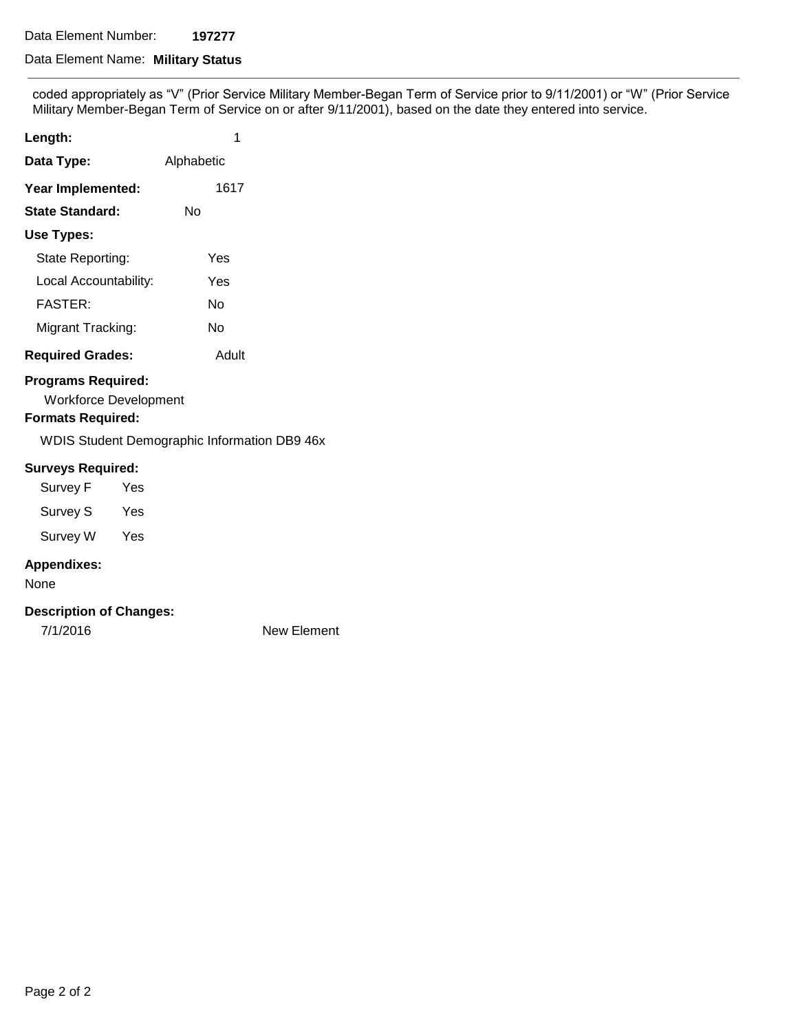Data Element Number: **197277**

Data Element Name: **Military Status**

---

coded appropriately as "V" (Prior Service Military Member-Began Term of Service prior to 9/11/2001) or "W" (Prior Service Military Member-Began Term of Service on or after 9/11/2001), based on the date they entered into service.

**Length:** 1

**Data Type:** Alphabetic

**Year Implemented:** 1617

**State Standard:** No

**Use Types:**

State Reporting: Yes

Local Accountability: Yes

FASTER: No

Migrant Tracking: No

**Required Grades:** Adult

**Programs Required:**

Workforce Development

**Formats Required:**

WDIS Student Demographic Information DB9 46x

**Surveys Required:**

Survey F Yes

Survey S Yes

Survey W Yes

**Appendixes:**

None

**Description of Changes:**

7/1/2016 New Element